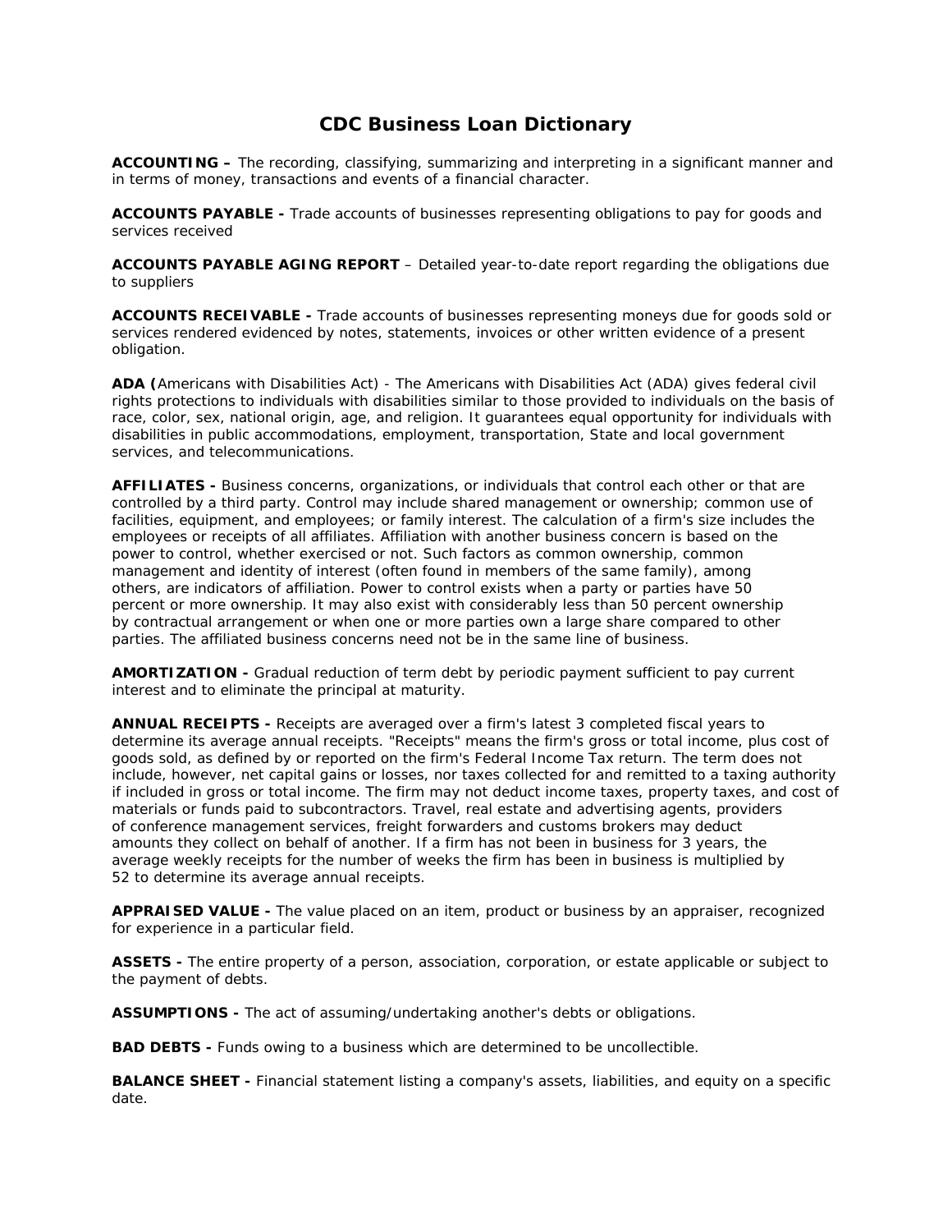# CDC Business Loan Dictionary

**ACCOUNTING –** The recording, classifying, summarizing and interpreting in a significant manner and in terms of money, transactions and events of a financial character.

**ACCOUNTS PAYABLE -** Trade accounts of businesses representing obligations to pay for goods and services received

**ACCOUNTS PAYABLE AGING REPORT** – Detailed year-to-date report regarding the obligations due to suppliers

**ACCOUNTS RECEIVABLE -** Trade accounts of businesses representing moneys due for goods sold or services rendered evidenced by notes, statements, invoices or other written evidence of a present obligation.

**ADA (**Americans with Disabilities Act) - The Americans with Disabilities Act (ADA) gives federal civil rights protections to individuals with disabilities similar to those provided to individuals on the basis of race, color, sex, national origin, age, and religion. It guarantees equal opportunity for individuals with disabilities in public accommodations, employment, transportation, State and local government services, and telecommunications.

**AFFILIATES -** Business concerns, organizations, or individuals that control each other or that are controlled by a third party. Control may include shared management or ownership; common use of facilities, equipment, and employees; or family interest. The calculation of a firm's size includes the employees or receipts of all affiliates. Affiliation with another business concern is based on the power to control, whether exercised or not. Such factors as common ownership, common management and identity of interest (often found in members of the same family), among others, are indicators of affiliation. Power to control exists when a party or parties have 50 percent or more ownership. It may also exist with considerably less than 50 percent ownership by contractual arrangement or when one or more parties own a large share compared to other parties. The affiliated business concerns need not be in the same line of business.

**AMORTIZATION -** Gradual reduction of term debt by periodic payment sufficient to pay current interest and to eliminate the principal at maturity.

**ANNUAL RECEIPTS -** Receipts are averaged over a firm's latest 3 completed fiscal years to determine its average annual receipts. "Receipts" means the firm's gross or total income, plus cost of goods sold, as defined by or reported on the firm's Federal Income Tax return. The term does not include, however, net capital gains or losses, nor taxes collected for and remitted to a taxing authority if included in gross or total income. The firm may not deduct income taxes, property taxes, and cost of materials or funds paid to subcontractors. Travel, real estate and advertising agents, providers of conference management services, freight forwarders and customs brokers may deduct amounts they collect on behalf of another. If a firm has not been in business for 3 years, the average weekly receipts for the number of weeks the firm has been in business is multiplied by 52 to determine its average annual receipts.

**APPRAISED VALUE -** The value placed on an item, product or business by an appraiser, recognized for experience in a particular field.

**ASSETS -** The entire property of a person, association, corporation, or estate applicable or subject to the payment of debts.

**ASSUMPTIONS -** The act of assuming/undertaking another's debts or obligations.

**BAD DEBTS -** Funds owing to a business which are determined to be uncollectible.

**BALANCE SHEET -** Financial statement listing a company's assets, liabilities, and equity on a specific date.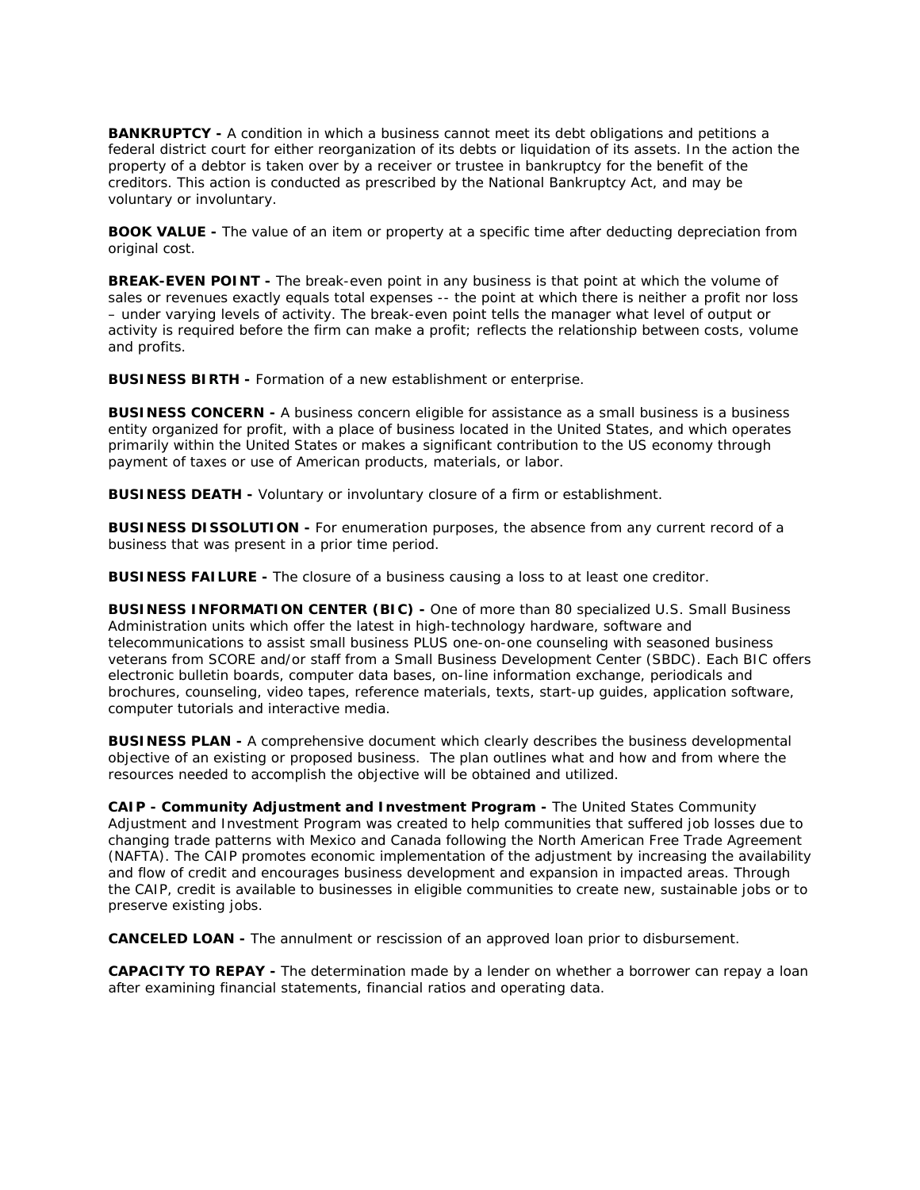**BANKRUPTCY -** A condition in which a business cannot meet its debt obligations and petitions a federal district court for either reorganization of its debts or liquidation of its assets. In the action the property of a debtor is taken over by a receiver or trustee in bankruptcy for the benefit of the creditors. This action is conducted as prescribed by the National Bankruptcy Act, and may be voluntary or involuntary.

**BOOK VALUE -** The value of an item or property at a specific time after deducting depreciation from original cost.

**BREAK-EVEN POINT -** The break-even point in any business is that point at which the volume of sales or revenues exactly equals total expenses -- the point at which there is neither a profit nor loss – under varying levels of activity. The break-even point tells the manager what level of output or activity is required before the firm can make a profit; reflects the relationship between costs, volume and profits.

**BUSINESS BIRTH -** Formation of a new establishment or enterprise.

**BUSINESS CONCERN -** A business concern eligible for assistance as a small business is a business entity organized for profit, with a place of business located in the United States, and which operates primarily within the United States or makes a significant contribution to the US economy through payment of taxes or use of American products, materials, or labor.

**BUSINESS DEATH -** Voluntary or involuntary closure of a firm or establishment.

**BUSINESS DISSOLUTION -** For enumeration purposes, the absence from any current record of a business that was present in a prior time period.

**BUSINESS FAILURE -** The closure of a business causing a loss to at least one creditor.

**BUSINESS INFORMATION CENTER (BIC) -** One of more than 80 specialized U.S. Small Business Administration units which offer the latest in high-technology hardware, software and telecommunications to assist small business PLUS one-on-one counseling with seasoned business veterans from SCORE and/or staff from a Small Business Development Center (SBDC). Each BIC offers electronic bulletin boards, computer data bases, on-line information exchange, periodicals and brochures, counseling, video tapes, reference materials, texts, start-up guides, application software, computer tutorials and interactive media.

**BUSINESS PLAN -** A comprehensive document which clearly describes the business developmental objective of an existing or proposed business. The plan outlines what and how and from where the resources needed to accomplish the objective will be obtained and utilized.

**CAIP - Community Adjustment and Investment Program -** The United States Community Adjustment and Investment Program was created to help communities that suffered job losses due to changing trade patterns with Mexico and Canada following the North American Free Trade Agreement (NAFTA). The CAIP promotes economic implementation of the adjustment by increasing the availability and flow of credit and encourages business development and expansion in impacted areas. Through the CAIP, credit is available to businesses in eligible communities to create new, sustainable jobs or to preserve existing jobs.

**CANCELED LOAN -** The annulment or rescission of an approved loan prior to disbursement.

**CAPACITY TO REPAY -** The determination made by a lender on whether a borrower can repay a loan after examining financial statements, financial ratios and operating data.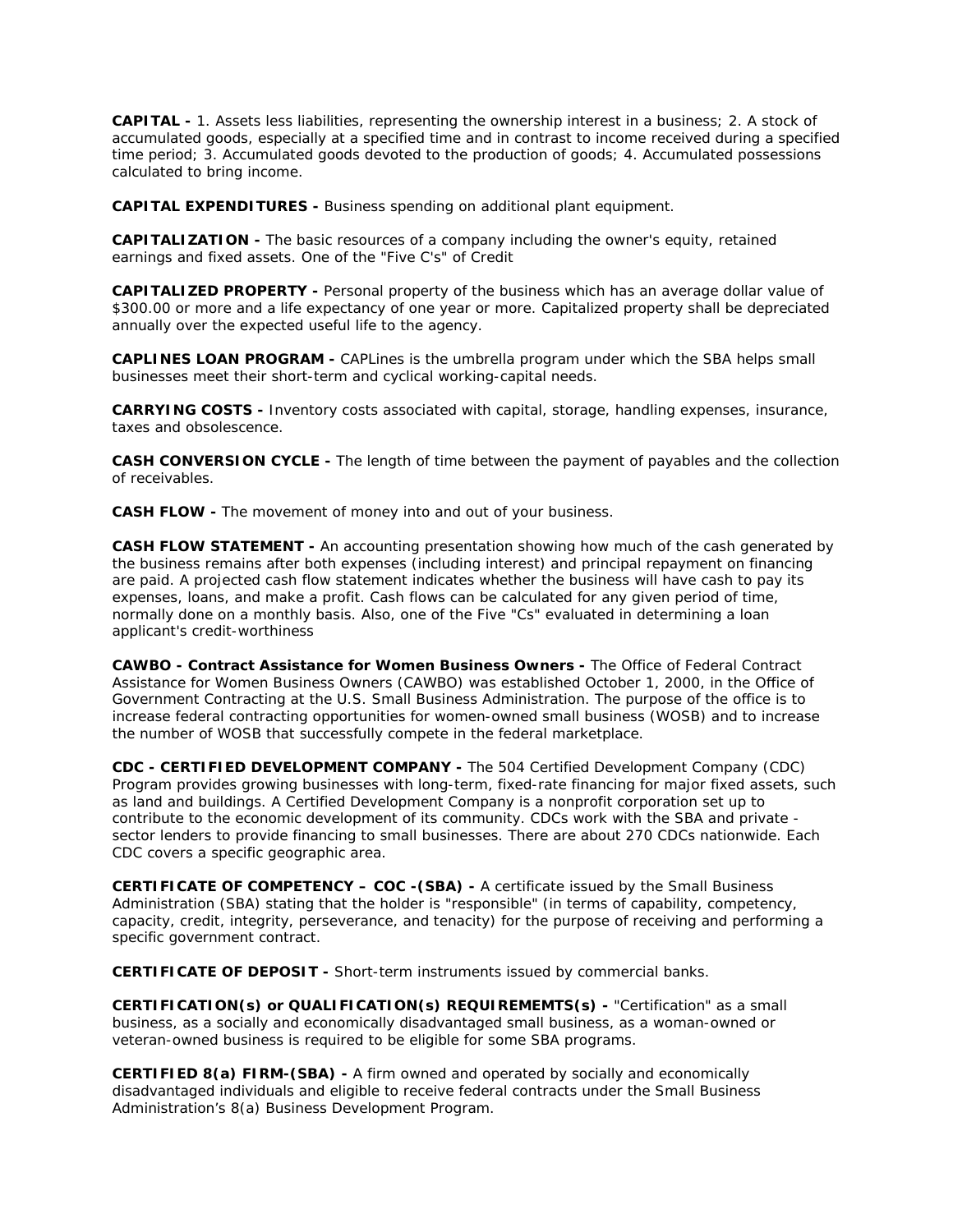**CAPITAL -** 1. Assets less liabilities, representing the ownership interest in a business; 2. A stock of accumulated goods, especially at a specified time and in contrast to income received during a specified time period; 3. Accumulated goods devoted to the production of goods; 4. Accumulated possessions calculated to bring income.

**CAPITAL EXPENDITURES -** Business spending on additional plant equipment.

**CAPITALIZATION -** The basic resources of a company including the owner's equity, retained earnings and fixed assets. One of the "Five C's" of Credit

**CAPITALIZED PROPERTY -** Personal property of the business which has an average dollar value of $300.00 or more and a life expectancy of one year or more. Capitalized property shall be depreciated annually over the expected useful life to the agency.

**CAPLINES LOAN PROGRAM -** CAPLines is the umbrella program under which the SBA helps small businesses meet their short-term and cyclical working-capital needs.

**CARRYING COSTS -** Inventory costs associated with capital, storage, handling expenses, insurance, taxes and obsolescence.

**CASH CONVERSION CYCLE -** The length of time between the payment of payables and the collection of receivables.

**CASH FLOW -** The movement of money into and out of your business.

**CASH FLOW STATEMENT -** An accounting presentation showing how much of the cash generated by the business remains after both expenses (including interest) and principal repayment on financing are paid. A projected cash flow statement indicates whether the business will have cash to pay its expenses, loans, and make a profit. Cash flows can be calculated for any given period of time, normally done on a monthly basis. Also, one of the Five "Cs" evaluated in determining a loan applicant's credit-worthiness

**CAWBO - Contract Assistance for Women Business Owners -** The Office of Federal Contract Assistance for Women Business Owners (CAWBO) was established October 1, 2000, in the Office of Government Contracting at the U.S. Small Business Administration. The purpose of the office is to increase federal contracting opportunities for women-owned small business (WOSB) and to increase the number of WOSB that successfully compete in the federal marketplace.

**CDC - CERTIFIED DEVELOPMENT COMPANY -** The 504 Certified Development Company (CDC) Program provides growing businesses with long-term, fixed-rate financing for major fixed assets, such as land and buildings. A Certified Development Company is a nonprofit corporation set up to contribute to the economic development of its community. CDCs work with the SBA and private - sector lenders to provide financing to small businesses. There are about 270 CDCs nationwide. Each CDC covers a specific geographic area.

**CERTIFICATE OF COMPETENCY – COC -(SBA) -** A certificate issued by the Small Business Administration (SBA) stating that the holder is "responsible" (in terms of capability, competency, capacity, credit, integrity, perseverance, and tenacity) for the purpose of receiving and performing a specific government contract.

**CERTIFICATE OF DEPOSIT -** Short-term instruments issued by commercial banks.

**CERTIFICATION(s) or QUALIFICATION(s) REQUIREMEMTS(s) -** "Certification" as a small business, as a socially and economically disadvantaged small business, as a woman-owned or veteran-owned business is required to be eligible for some SBA programs.

**CERTIFIED 8(a) FIRM-(SBA) -** A firm owned and operated by socially and economically disadvantaged individuals and eligible to receive federal contracts under the Small Business Administration's 8(a) Business Development Program.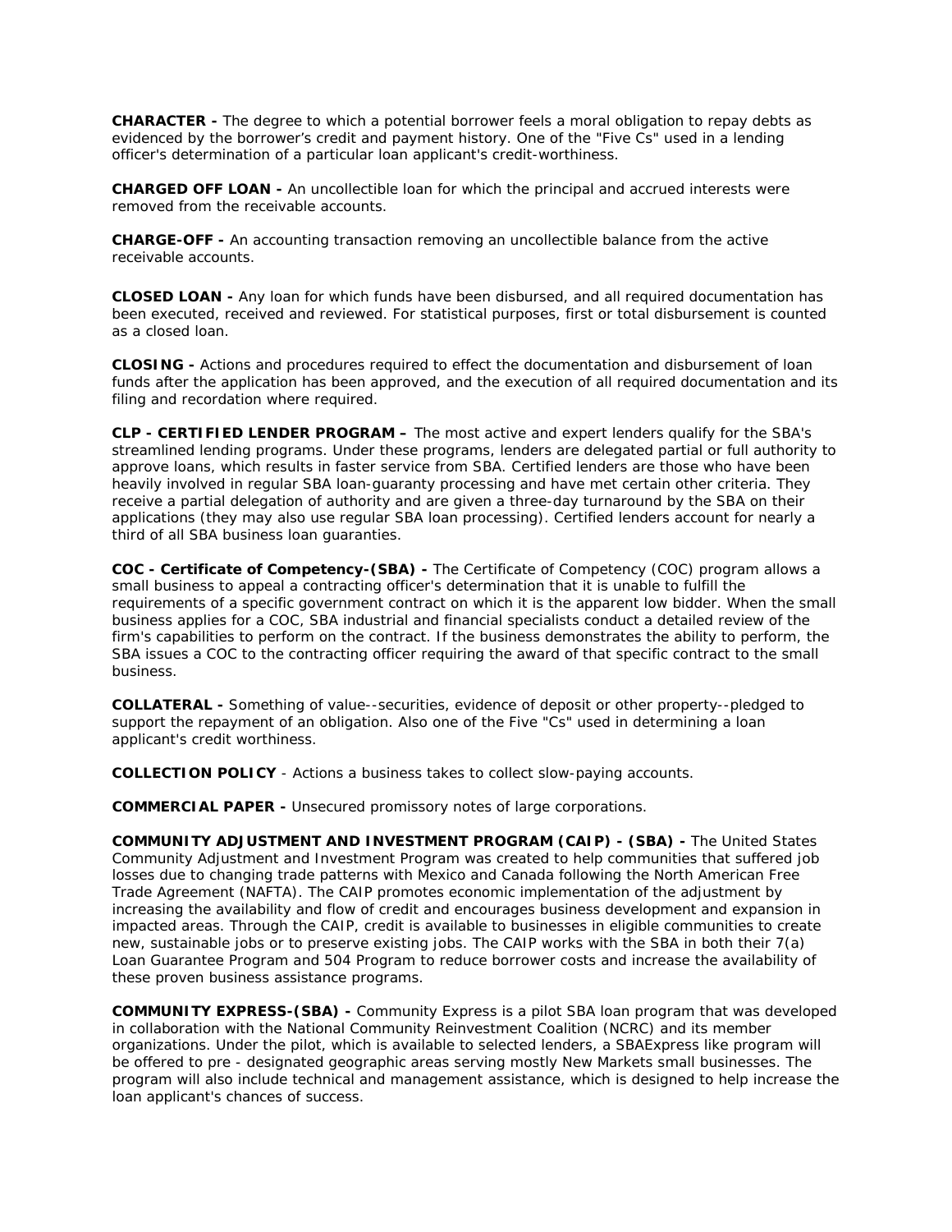**CHARACTER -** The degree to which a potential borrower feels a moral obligation to repay debts as evidenced by the borrower's credit and payment history. One of the "Five Cs" used in a lending officer's determination of a particular loan applicant's credit-worthiness.

**CHARGED OFF LOAN -** An uncollectible loan for which the principal and accrued interests were removed from the receivable accounts.

**CHARGE-OFF -** An accounting transaction removing an uncollectible balance from the active receivable accounts.

**CLOSED LOAN -** Any loan for which funds have been disbursed, and all required documentation has been executed, received and reviewed. For statistical purposes, first or total disbursement is counted as a closed loan.

**CLOSING -** Actions and procedures required to effect the documentation and disbursement of loan funds after the application has been approved, and the execution of all required documentation and its filing and recordation where required.

**CLP - CERTIFIED LENDER PROGRAM –** The most active and expert lenders qualify for the SBA's streamlined lending programs. Under these programs, lenders are delegated partial or full authority to approve loans, which results in faster service from SBA. Certified lenders are those who have been heavily involved in regular SBA loan-guaranty processing and have met certain other criteria. They receive a partial delegation of authority and are given a three-day turnaround by the SBA on their applications (they may also use regular SBA loan processing). Certified lenders account for nearly a third of all SBA business loan guaranties.

**COC - Certificate of Competency-(SBA) -** The Certificate of Competency (COC) program allows a small business to appeal a contracting officer's determination that it is unable to fulfill the requirements of a specific government contract on which it is the apparent low bidder. When the small business applies for a COC, SBA industrial and financial specialists conduct a detailed review of the firm's capabilities to perform on the contract. If the business demonstrates the ability to perform, the SBA issues a COC to the contracting officer requiring the award of that specific contract to the small business.

**COLLATERAL -** Something of value--securities, evidence of deposit or other property--pledged to support the repayment of an obligation. Also one of the Five "Cs" used in determining a loan applicant's credit worthiness.

**COLLECTION POLICY** - Actions a business takes to collect slow-paying accounts.

**COMMERCIAL PAPER -** Unsecured promissory notes of large corporations.

**COMMUNITY ADJUSTMENT AND INVESTMENT PROGRAM (CAIP) - (SBA) -** The United States Community Adjustment and Investment Program was created to help communities that suffered job losses due to changing trade patterns with Mexico and Canada following the North American Free Trade Agreement (NAFTA). The CAIP promotes economic implementation of the adjustment by increasing the availability and flow of credit and encourages business development and expansion in impacted areas. Through the CAIP, credit is available to businesses in eligible communities to create new, sustainable jobs or to preserve existing jobs. The CAIP works with the SBA in both their 7(a) Loan Guarantee Program and 504 Program to reduce borrower costs and increase the availability of these proven business assistance programs.

**COMMUNITY EXPRESS-(SBA) -** Community Express is a pilot SBA loan program that was developed in collaboration with the National Community Reinvestment Coalition (NCRC) and its member organizations. Under the pilot, which is available to selected lenders, a SBAExpress like program will be offered to pre - designated geographic areas serving mostly New Markets small businesses. The program will also include technical and management assistance, which is designed to help increase the loan applicant's chances of success.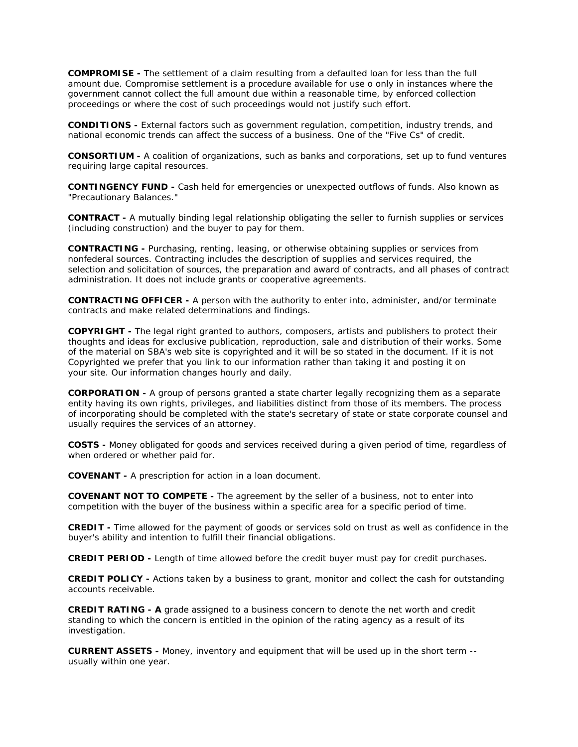**COMPROMISE -** The settlement of a claim resulting from a defaulted loan for less than the full amount due. Compromise settlement is a procedure available for use o only in instances where the government cannot collect the full amount due within a reasonable time, by enforced collection proceedings or where the cost of such proceedings would not justify such effort.

**CONDITIONS -** External factors such as government regulation, competition, industry trends, and national economic trends can affect the success of a business. One of the "Five Cs" of credit.

**CONSORTIUM -** A coalition of organizations, such as banks and corporations, set up to fund ventures requiring large capital resources.

**CONTINGENCY FUND -** Cash held for emergencies or unexpected outflows of funds. Also known as "Precautionary Balances."

**CONTRACT -** A mutually binding legal relationship obligating the seller to furnish supplies or services (including construction) and the buyer to pay for them.

**CONTRACTING -** Purchasing, renting, leasing, or otherwise obtaining supplies or services from nonfederal sources. Contracting includes the description of supplies and services required, the selection and solicitation of sources, the preparation and award of contracts, and all phases of contract administration. It does not include grants or cooperative agreements.

**CONTRACTING OFFICER -** A person with the authority to enter into, administer, and/or terminate contracts and make related determinations and findings.

**COPYRIGHT -** The legal right granted to authors, composers, artists and publishers to protect their thoughts and ideas for exclusive publication, reproduction, sale and distribution of their works. Some of the material on SBA's web site is copyrighted and it will be so stated in the document. If it is not Copyrighted we prefer that you link to our information rather than taking it and posting it on your site. Our information changes hourly and daily.

**CORPORATION -** A group of persons granted a state charter legally recognizing them as a separate entity having its own rights, privileges, and liabilities distinct from those of its members. The process of incorporating should be completed with the state's secretary of state or state corporate counsel and usually requires the services of an attorney.

**COSTS -** Money obligated for goods and services received during a given period of time, regardless of when ordered or whether paid for.

**COVENANT -** A prescription for action in a loan document.

**COVENANT NOT TO COMPETE -** The agreement by the seller of a business, not to enter into competition with the buyer of the business within a specific area for a specific period of time.

**CREDIT -** Time allowed for the payment of goods or services sold on trust as well as confidence in the buyer's ability and intention to fulfill their financial obligations.

**CREDIT PERIOD -** Length of time allowed before the credit buyer must pay for credit purchases.

**CREDIT POLICY -** Actions taken by a business to grant, monitor and collect the cash for outstanding accounts receivable.

**CREDIT RATING - A** grade assigned to a business concern to denote the net worth and credit standing to which the concern is entitled in the opinion of the rating agency as a result of its investigation.

**CURRENT ASSETS -** Money, inventory and equipment that will be used up in the short term -- usually within one year.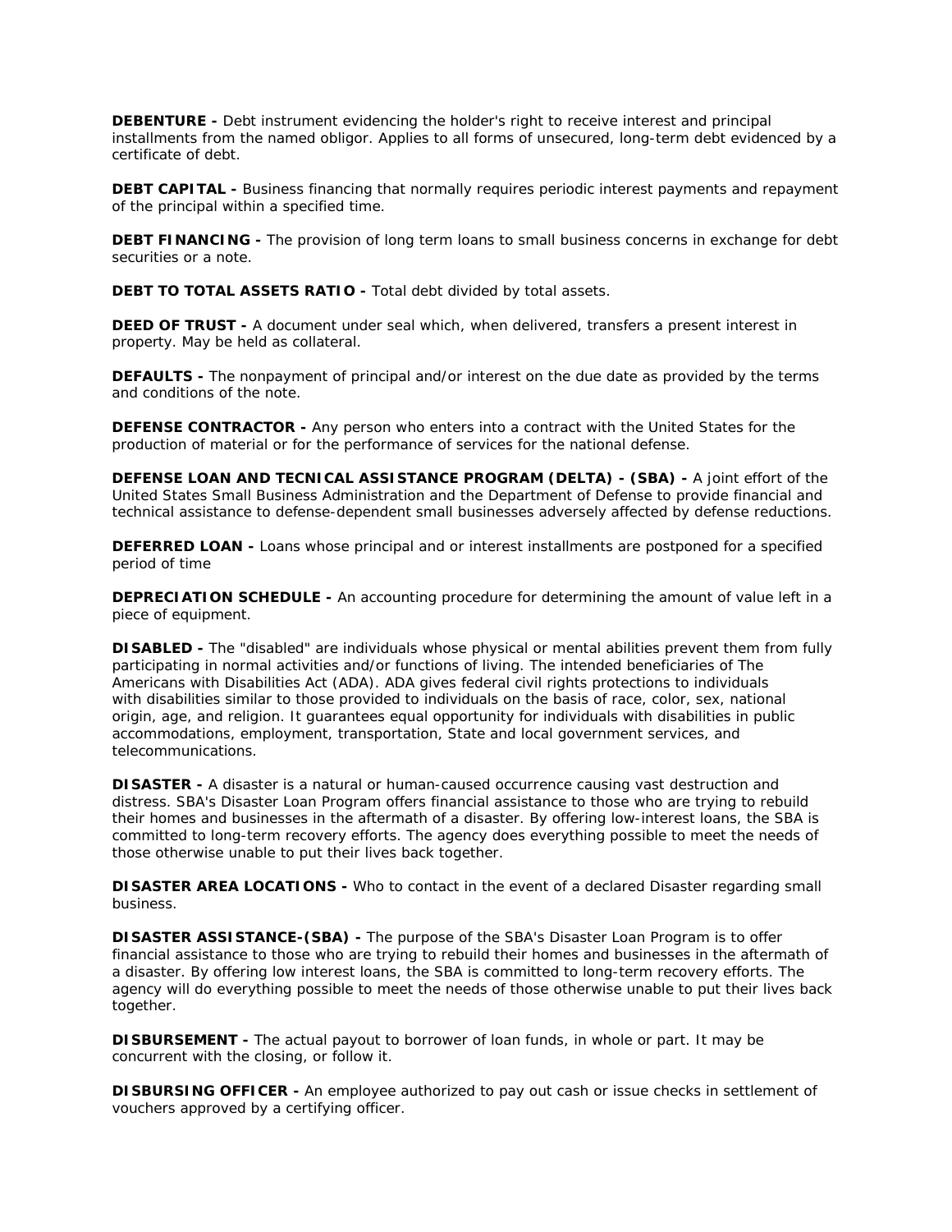**DEBENTURE -** Debt instrument evidencing the holder's right to receive interest and principal installments from the named obligor. Applies to all forms of unsecured, long-term debt evidenced by a certificate of debt.

**DEBT CAPITAL -** Business financing that normally requires periodic interest payments and repayment of the principal within a specified time.

**DEBT FINANCING -** The provision of long term loans to small business concerns in exchange for debt securities or a note.

**DEBT TO TOTAL ASSETS RATIO -** Total debt divided by total assets.

**DEED OF TRUST -** A document under seal which, when delivered, transfers a present interest in property. May be held as collateral.

**DEFAULTS -** The nonpayment of principal and/or interest on the due date as provided by the terms and conditions of the note.

**DEFENSE CONTRACTOR -** Any person who enters into a contract with the United States for the production of material or for the performance of services for the national defense.

**DEFENSE LOAN AND TECNICAL ASSISTANCE PROGRAM (DELTA) - (SBA) -** A joint effort of the United States Small Business Administration and the Department of Defense to provide financial and technical assistance to defense-dependent small businesses adversely affected by defense reductions.

**DEFERRED LOAN -** Loans whose principal and or interest installments are postponed for a specified period of time

**DEPRECIATION SCHEDULE -** An accounting procedure for determining the amount of value left in a piece of equipment.

**DISABLED -** The "disabled" are individuals whose physical or mental abilities prevent them from fully participating in normal activities and/or functions of living. The intended beneficiaries of The Americans with Disabilities Act (ADA). ADA gives federal civil rights protections to individuals with disabilities similar to those provided to individuals on the basis of race, color, sex, national origin, age, and religion. It guarantees equal opportunity for individuals with disabilities in public accommodations, employment, transportation, State and local government services, and telecommunications.

**DISASTER -** A disaster is a natural or human-caused occurrence causing vast destruction and distress. SBA's Disaster Loan Program offers financial assistance to those who are trying to rebuild their homes and businesses in the aftermath of a disaster. By offering low-interest loans, the SBA is committed to long-term recovery efforts. The agency does everything possible to meet the needs of those otherwise unable to put their lives back together.

**DISASTER AREA LOCATIONS -** Who to contact in the event of a declared Disaster regarding small business.

**DISASTER ASSISTANCE-(SBA) -** The purpose of the SBA's Disaster Loan Program is to offer financial assistance to those who are trying to rebuild their homes and businesses in the aftermath of a disaster. By offering low interest loans, the SBA is committed to long-term recovery efforts. The agency will do everything possible to meet the needs of those otherwise unable to put their lives back together.

**DISBURSEMENT -** The actual payout to borrower of loan funds, in whole or part. It may be concurrent with the closing, or follow it.

**DISBURSING OFFICER -** An employee authorized to pay out cash or issue checks in settlement of vouchers approved by a certifying officer.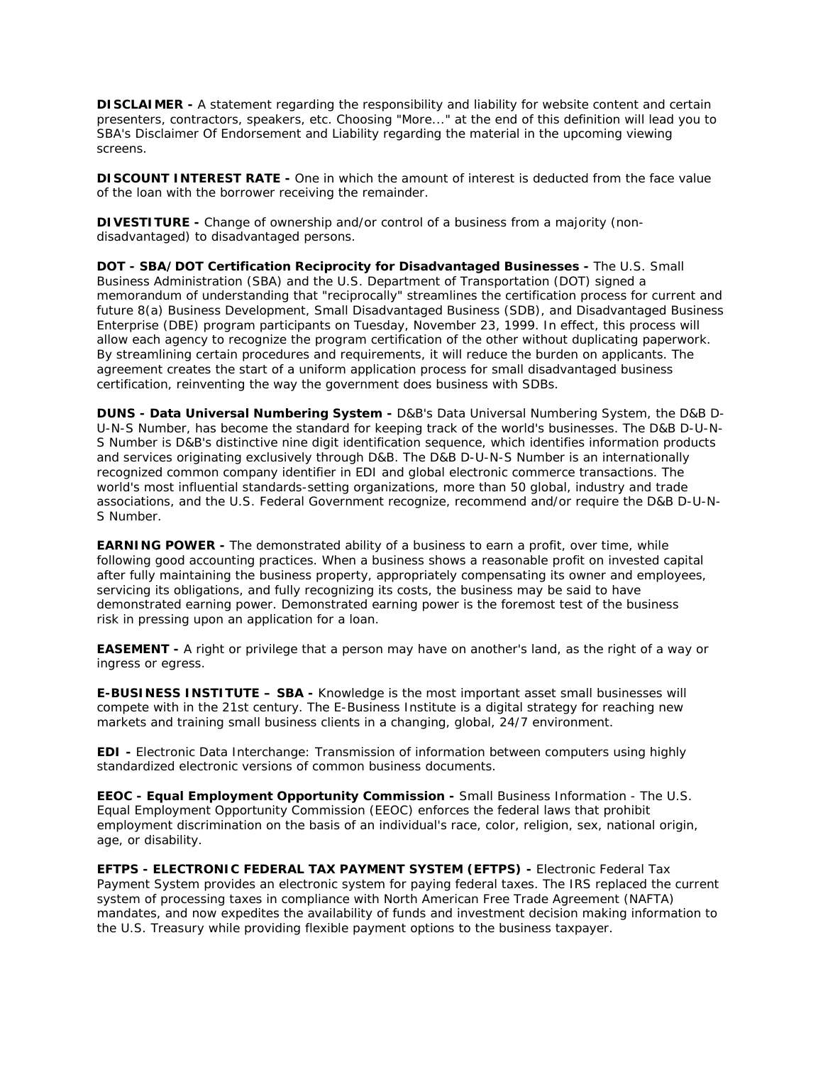**DISCLAIMER -** A statement regarding the responsibility and liability for website content and certain presenters, contractors, speakers, etc. Choosing "More..." at the end of this definition will lead you to SBA's Disclaimer Of Endorsement and Liability regarding the material in the upcoming viewing screens.

**DISCOUNT INTEREST RATE -** One in which the amount of interest is deducted from the face value of the loan with the borrower receiving the remainder.

**DIVESTITURE -** Change of ownership and/or control of a business from a majority (non-disadvantaged) to disadvantaged persons.

**DOT - SBA/DOT Certification Reciprocity for Disadvantaged Businesses -** The U.S. Small Business Administration (SBA) and the U.S. Department of Transportation (DOT) signed a memorandum of understanding that "reciprocally" streamlines the certification process for current and future 8(a) Business Development, Small Disadvantaged Business (SDB), and Disadvantaged Business Enterprise (DBE) program participants on Tuesday, November 23, 1999. In effect, this process will allow each agency to recognize the program certification of the other without duplicating paperwork. By streamlining certain procedures and requirements, it will reduce the burden on applicants. The agreement creates the start of a uniform application process for small disadvantaged business certification, reinventing the way the government does business with SDBs.

**DUNS - Data Universal Numbering System -** D&B's Data Universal Numbering System, the D&B D-U-N-S Number, has become the standard for keeping track of the world's businesses. The D&B D-U-N-S Number is D&B's distinctive nine digit identification sequence, which identifies information products and services originating exclusively through D&B. The D&B D-U-N-S Number is an internationally recognized common company identifier in EDI and global electronic commerce transactions. The world's most influential standards-setting organizations, more than 50 global, industry and trade associations, and the U.S. Federal Government recognize, recommend and/or require the D&B D-U-N-S Number.

**EARNING POWER -** The demonstrated ability of a business to earn a profit, over time, while following good accounting practices. When a business shows a reasonable profit on invested capital after fully maintaining the business property, appropriately compensating its owner and employees, servicing its obligations, and fully recognizing its costs, the business may be said to have demonstrated earning power. Demonstrated earning power is the foremost test of the business risk in pressing upon an application for a loan.

**EASEMENT -** A right or privilege that a person may have on another's land, as the right of a way or ingress or egress.

**E-BUSINESS INSTITUTE – SBA -** Knowledge is the most important asset small businesses will compete with in the 21st century. The E-Business Institute is a digital strategy for reaching new markets and training small business clients in a changing, global, 24/7 environment.

**EDI -** Electronic Data Interchange: Transmission of information between computers using highly standardized electronic versions of common business documents.

**EEOC - Equal Employment Opportunity Commission -** Small Business Information - The U.S. Equal Employment Opportunity Commission (EEOC) enforces the federal laws that prohibit employment discrimination on the basis of an individual's race, color, religion, sex, national origin, age, or disability.

**EFTPS - ELECTRONIC FEDERAL TAX PAYMENT SYSTEM (EFTPS) -** Electronic Federal Tax Payment System provides an electronic system for paying federal taxes. The IRS replaced the current system of processing taxes in compliance with North American Free Trade Agreement (NAFTA) mandates, and now expedites the availability of funds and investment decision making information to the U.S. Treasury while providing flexible payment options to the business taxpayer.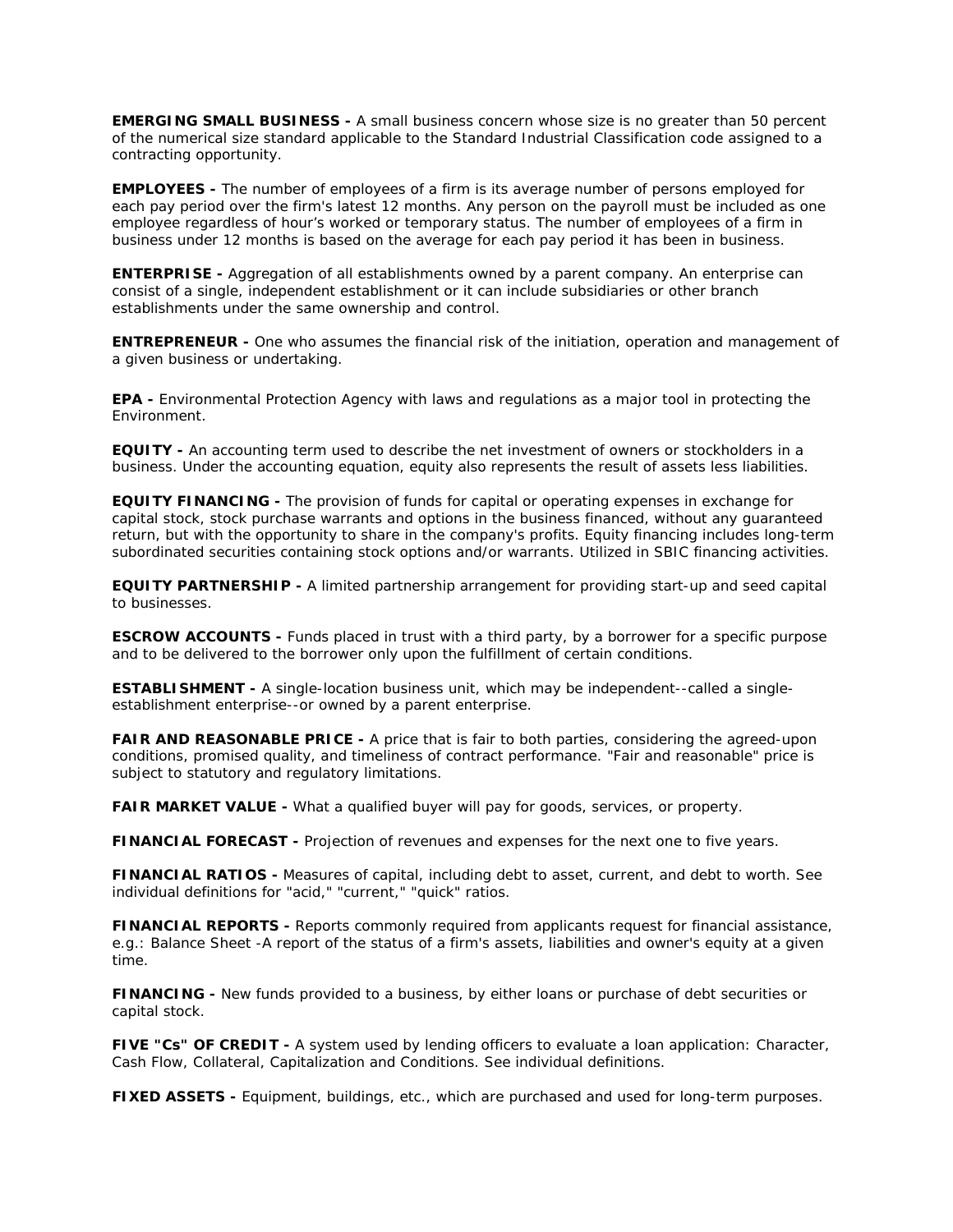**EMERGING SMALL BUSINESS -** A small business concern whose size is no greater than 50 percent of the numerical size standard applicable to the Standard Industrial Classification code assigned to a contracting opportunity.

**EMPLOYEES -** The number of employees of a firm is its average number of persons employed for each pay period over the firm's latest 12 months. Any person on the payroll must be included as one employee regardless of hour's worked or temporary status. The number of employees of a firm in business under 12 months is based on the average for each pay period it has been in business.

**ENTERPRISE -** Aggregation of all establishments owned by a parent company. An enterprise can consist of a single, independent establishment or it can include subsidiaries or other branch establishments under the same ownership and control.

**ENTREPRENEUR -** One who assumes the financial risk of the initiation, operation and management of a given business or undertaking.

**EPA -** Environmental Protection Agency with laws and regulations as a major tool in protecting the Environment.

**EQUITY -** An accounting term used to describe the net investment of owners or stockholders in a business. Under the accounting equation, equity also represents the result of assets less liabilities.

**EQUITY FINANCING -** The provision of funds for capital or operating expenses in exchange for capital stock, stock purchase warrants and options in the business financed, without any guaranteed return, but with the opportunity to share in the company's profits. Equity financing includes long-term subordinated securities containing stock options and/or warrants. Utilized in SBIC financing activities.

**EQUITY PARTNERSHIP -** A limited partnership arrangement for providing start-up and seed capital to businesses.

**ESCROW ACCOUNTS -** Funds placed in trust with a third party, by a borrower for a specific purpose and to be delivered to the borrower only upon the fulfillment of certain conditions.

**ESTABLISHMENT -** A single-location business unit, which may be independent--called a single-establishment enterprise--or owned by a parent enterprise.

**FAIR AND REASONABLE PRICE -** A price that is fair to both parties, considering the agreed-upon conditions, promised quality, and timeliness of contract performance. "Fair and reasonable" price is subject to statutory and regulatory limitations.

**FAIR MARKET VALUE -** What a qualified buyer will pay for goods, services, or property.

**FINANCIAL FORECAST -** Projection of revenues and expenses for the next one to five years.

**FINANCIAL RATIOS -** Measures of capital, including debt to asset, current, and debt to worth. See individual definitions for "acid," "current," "quick" ratios.

**FINANCIAL REPORTS -** Reports commonly required from applicants request for financial assistance, e.g.: Balance Sheet -A report of the status of a firm's assets, liabilities and owner's equity at a given time.

**FINANCING -** New funds provided to a business, by either loans or purchase of debt securities or capital stock.

**FIVE "Cs" OF CREDIT -** A system used by lending officers to evaluate a loan application: Character, Cash Flow, Collateral, Capitalization and Conditions. See individual definitions.

**FIXED ASSETS -** Equipment, buildings, etc., which are purchased and used for long-term purposes.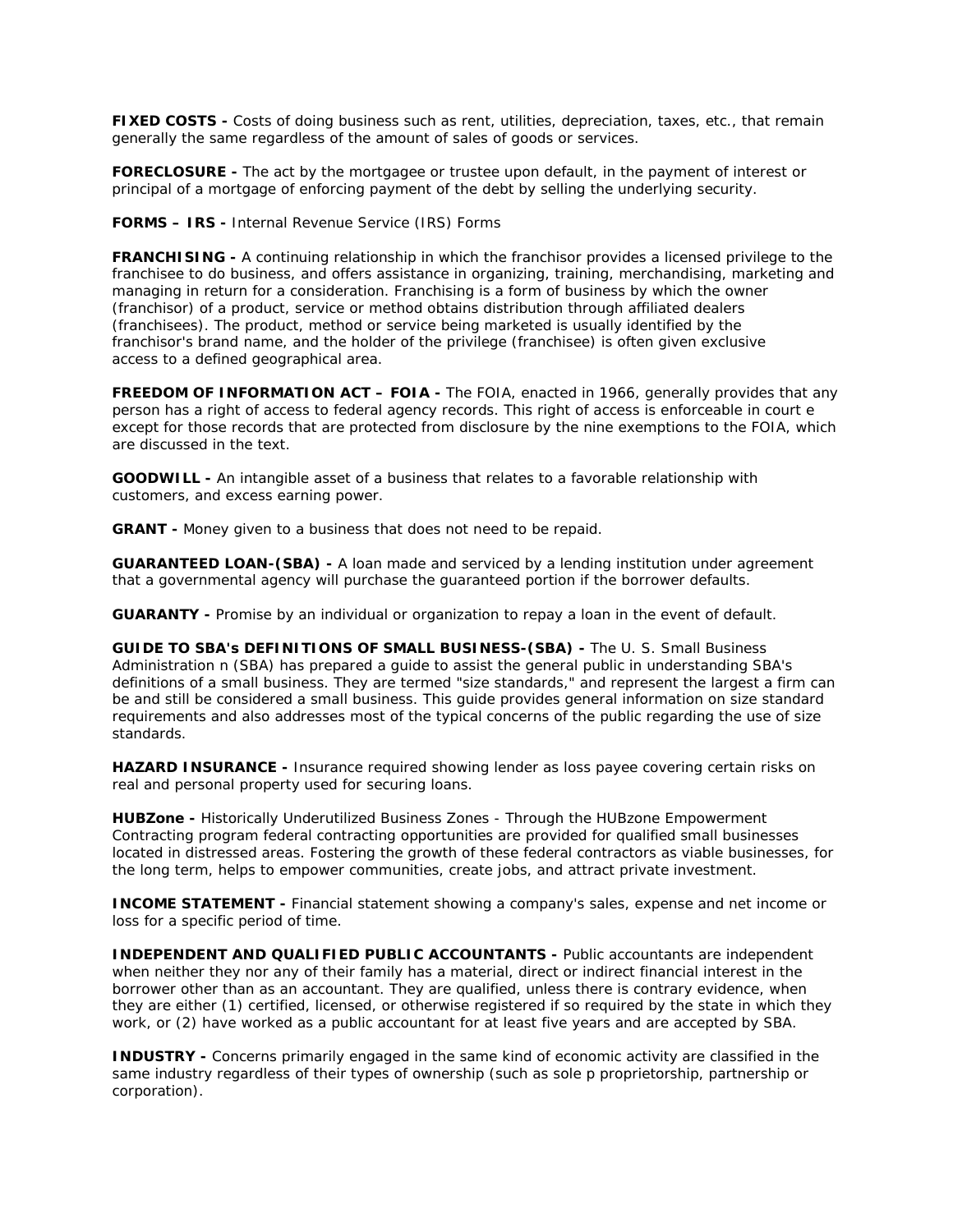**FIXED COSTS -** Costs of doing business such as rent, utilities, depreciation, taxes, etc., that remain generally the same regardless of the amount of sales of goods or services.

**FORECLOSURE -** The act by the mortgagee or trustee upon default, in the payment of interest or principal of a mortgage of enforcing payment of the debt by selling the underlying security.

**FORMS – IRS -** Internal Revenue Service (IRS) Forms

**FRANCHISING -** A continuing relationship in which the franchisor provides a licensed privilege to the franchisee to do business, and offers assistance in organizing, training, merchandising, marketing and managing in return for a consideration. Franchising is a form of business by which the owner (franchisor) of a product, service or method obtains distribution through affiliated dealers (franchisees). The product, method or service being marketed is usually identified by the franchisor's brand name, and the holder of the privilege (franchisee) is often given exclusive access to a defined geographical area.

**FREEDOM OF INFORMATION ACT – FOIA -** The FOIA, enacted in 1966, generally provides that any person has a right of access to federal agency records. This right of access is enforceable in court e except for those records that are protected from disclosure by the nine exemptions to the FOIA, which are discussed in the text.

**GOODWILL -** An intangible asset of a business that relates to a favorable relationship with customers, and excess earning power.

**GRANT -** Money given to a business that does not need to be repaid.

**GUARANTEED LOAN-(SBA) -** A loan made and serviced by a lending institution under agreement that a governmental agency will purchase the guaranteed portion if the borrower defaults.

**GUARANTY -** Promise by an individual or organization to repay a loan in the event of default.

**GUIDE TO SBA's DEFINITIONS OF SMALL BUSINESS-(SBA) -** The U. S. Small Business Administration n (SBA) has prepared a guide to assist the general public in understanding SBA's definitions of a small business. They are termed "size standards," and represent the largest a firm can be and still be considered a small business. This guide provides general information on size standard requirements and also addresses most of the typical concerns of the public regarding the use of size standards.

**HAZARD INSURANCE -** Insurance required showing lender as loss payee covering certain risks on real and personal property used for securing loans.

**HUBZone -** Historically Underutilized Business Zones - Through the HUBzone Empowerment Contracting program federal contracting opportunities are provided for qualified small businesses located in distressed areas. Fostering the growth of these federal contractors as viable businesses, for the long term, helps to empower communities, create jobs, and attract private investment.

**INCOME STATEMENT -** Financial statement showing a company's sales, expense and net income or loss for a specific period of time.

**INDEPENDENT AND QUALIFIED PUBLIC ACCOUNTANTS -** Public accountants are independent when neither they nor any of their family has a material, direct or indirect financial interest in the borrower other than as an accountant. They are qualified, unless there is contrary evidence, when they are either (1) certified, licensed, or otherwise registered if so required by the state in which they work, or (2) have worked as a public accountant for at least five years and are accepted by SBA.

**INDUSTRY -** Concerns primarily engaged in the same kind of economic activity are classified in the same industry regardless of their types of ownership (such as sole p proprietorship, partnership or corporation).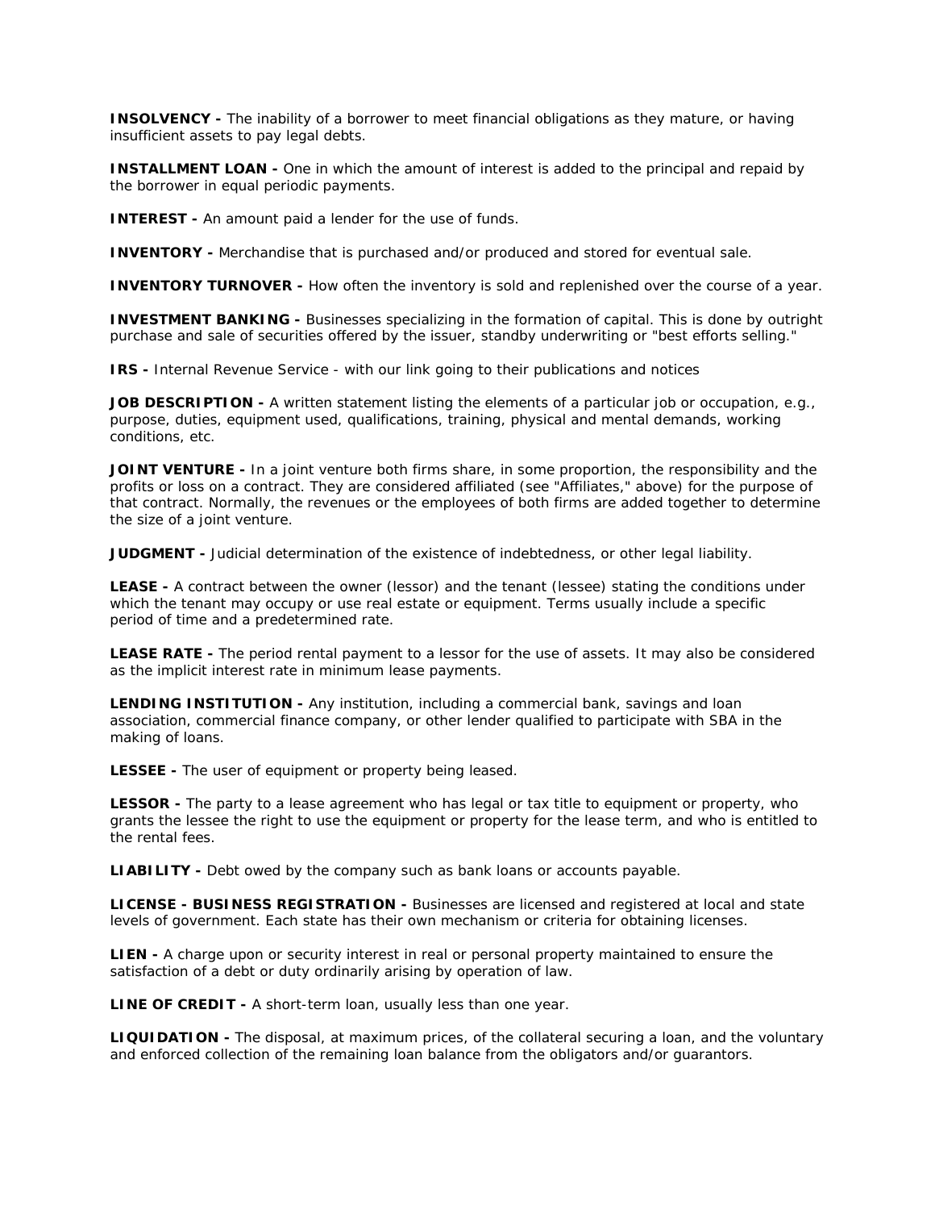**INSOLVENCY -** The inability of a borrower to meet financial obligations as they mature, or having insufficient assets to pay legal debts.

**INSTALLMENT LOAN -** One in which the amount of interest is added to the principal and repaid by the borrower in equal periodic payments.

**INTEREST -** An amount paid a lender for the use of funds.

**INVENTORY -** Merchandise that is purchased and/or produced and stored for eventual sale.

**INVENTORY TURNOVER -** How often the inventory is sold and replenished over the course of a year.

**INVESTMENT BANKING -** Businesses specializing in the formation of capital. This is done by outright purchase and sale of securities offered by the issuer, standby underwriting or "best efforts selling."

**IRS -** Internal Revenue Service - with our link going to their publications and notices

**JOB DESCRIPTION -** A written statement listing the elements of a particular job or occupation, e.g., purpose, duties, equipment used, qualifications, training, physical and mental demands, working conditions, etc.

**JOINT VENTURE -** In a joint venture both firms share, in some proportion, the responsibility and the profits or loss on a contract. They are considered affiliated (see "Affiliates," above) for the purpose of that contract. Normally, the revenues or the employees of both firms are added together to determine the size of a joint venture.

**JUDGMENT -** Judicial determination of the existence of indebtedness, or other legal liability.

**LEASE -** A contract between the owner (lessor) and the tenant (lessee) stating the conditions under which the tenant may occupy or use real estate or equipment. Terms usually include a specific period of time and a predetermined rate.

**LEASE RATE -** The period rental payment to a lessor for the use of assets. It may also be considered as the implicit interest rate in minimum lease payments.

**LENDING INSTITUTION -** Any institution, including a commercial bank, savings and loan association, commercial finance company, or other lender qualified to participate with SBA in the making of loans.

**LESSEE -** The user of equipment or property being leased.

**LESSOR -** The party to a lease agreement who has legal or tax title to equipment or property, who grants the lessee the right to use the equipment or property for the lease term, and who is entitled to the rental fees.

**LIABILITY -** Debt owed by the company such as bank loans or accounts payable.

**LICENSE - BUSINESS REGISTRATION -** Businesses are licensed and registered at local and state levels of government. Each state has their own mechanism or criteria for obtaining licenses.

**LIEN -** A charge upon or security interest in real or personal property maintained to ensure the satisfaction of a debt or duty ordinarily arising by operation of law.

**LINE OF CREDIT -** A short-term loan, usually less than one year.

**LIQUIDATION -** The disposal, at maximum prices, of the collateral securing a loan, and the voluntary and enforced collection of the remaining loan balance from the obligators and/or guarantors.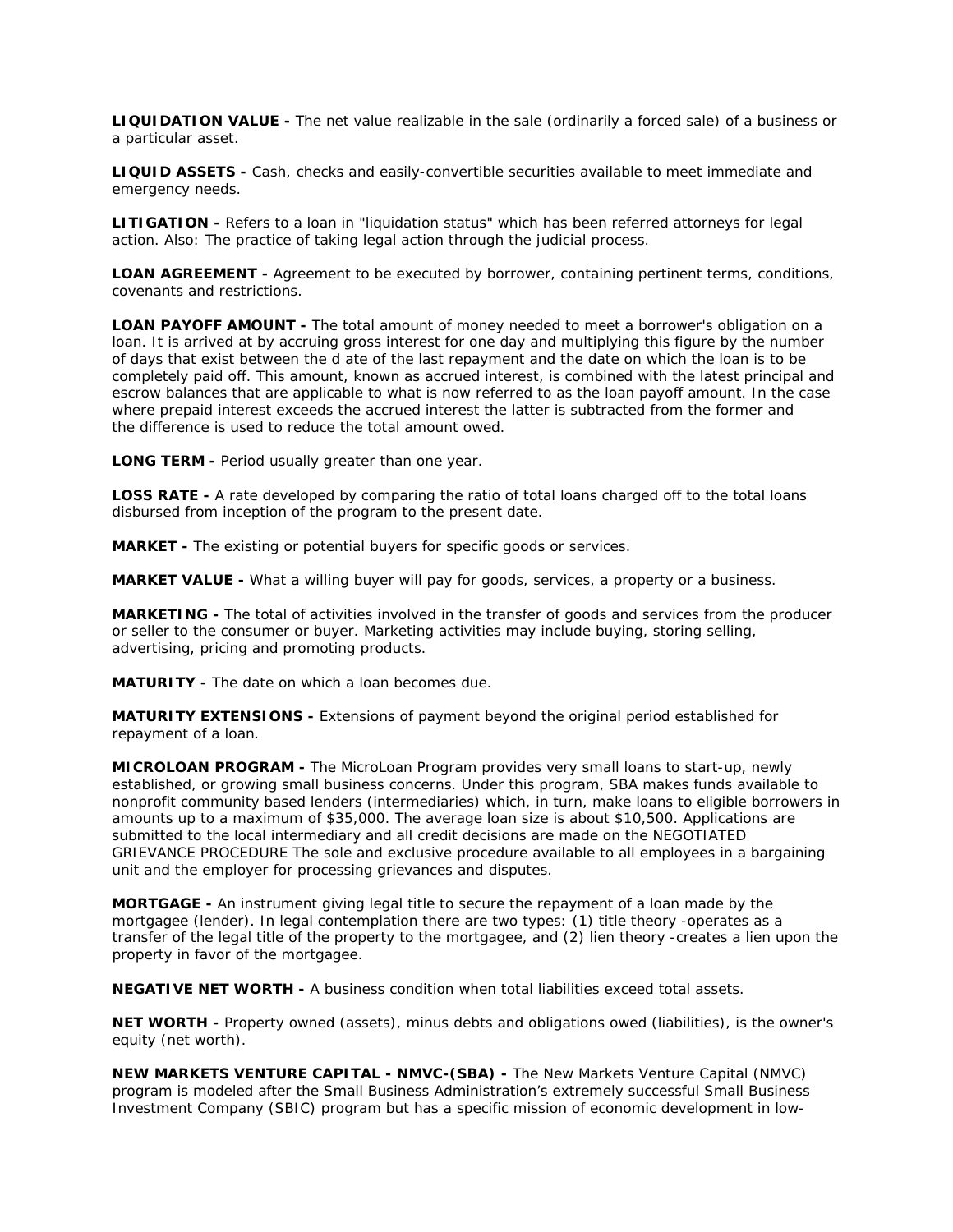**LIQUIDATION VALUE -** The net value realizable in the sale (ordinarily a forced sale) of a business or a particular asset.

**LIQUID ASSETS -** Cash, checks and easily-convertible securities available to meet immediate and emergency needs.

**LITIGATION -** Refers to a loan in "liquidation status" which has been referred attorneys for legal action. Also: The practice of taking legal action through the judicial process.

**LOAN AGREEMENT -** Agreement to be executed by borrower, containing pertinent terms, conditions, covenants and restrictions.

**LOAN PAYOFF AMOUNT -** The total amount of money needed to meet a borrower's obligation on a loan. It is arrived at by accruing gross interest for one day and multiplying this figure by the number of days that exist between the d ate of the last repayment and the date on which the loan is to be completely paid off. This amount, known as accrued interest, is combined with the latest principal and escrow balances that are applicable to what is now referred to as the loan payoff amount. In the case where prepaid interest exceeds the accrued interest the latter is subtracted from the former and the difference is used to reduce the total amount owed.

**LONG TERM -** Period usually greater than one year.

**LOSS RATE -** A rate developed by comparing the ratio of total loans charged off to the total loans disbursed from inception of the program to the present date.

**MARKET -** The existing or potential buyers for specific goods or services.

**MARKET VALUE -** What a willing buyer will pay for goods, services, a property or a business.

**MARKETING -** The total of activities involved in the transfer of goods and services from the producer or seller to the consumer or buyer. Marketing activities may include buying, storing selling, advertising, pricing and promoting products.

**MATURITY -** The date on which a loan becomes due.

**MATURITY EXTENSIONS -** Extensions of payment beyond the original period established for repayment of a loan.

**MICROLOAN PROGRAM -** The MicroLoan Program provides very small loans to start-up, newly established, or growing small business concerns. Under this program, SBA makes funds available to nonprofit community based lenders (intermediaries) which, in turn, make loans to eligible borrowers in amounts up to a maximum of $35,000. The average loan size is about $10,500. Applications are submitted to the local intermediary and all credit decisions are made on the NEGOTIATED GRIEVANCE PROCEDURE The sole and exclusive procedure available to all employees in a bargaining unit and the employer for processing grievances and disputes.

**MORTGAGE -** An instrument giving legal title to secure the repayment of a loan made by the mortgagee (lender). In legal contemplation there are two types: (1) title theory -operates as a transfer of the legal title of the property to the mortgagee, and (2) lien theory -creates a lien upon the property in favor of the mortgagee.

**NEGATIVE NET WORTH -** A business condition when total liabilities exceed total assets.

**NET WORTH -** Property owned (assets), minus debts and obligations owed (liabilities), is the owner's equity (net worth).

**NEW MARKETS VENTURE CAPITAL - NMVC-(SBA) -** The New Markets Venture Capital (NMVC) program is modeled after the Small Business Administration's extremely successful Small Business Investment Company (SBIC) program but has a specific mission of economic development in low-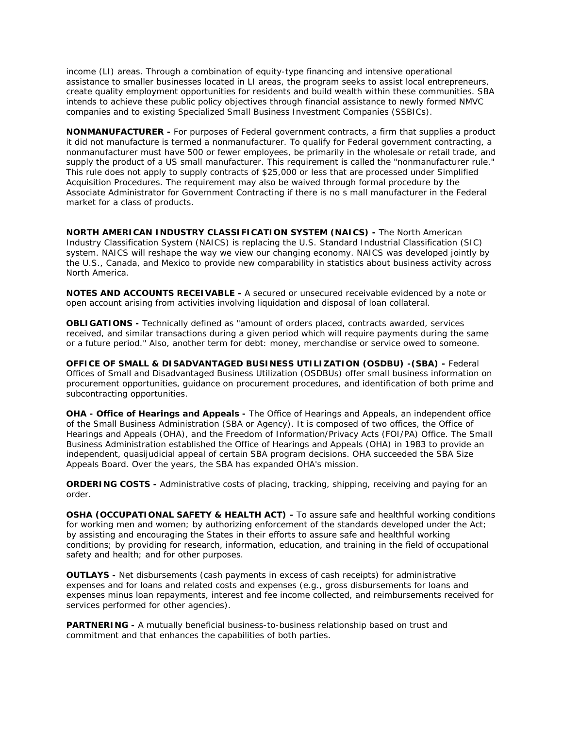income (LI) areas. Through a combination of equity-type financing and intensive operational assistance to smaller businesses located in LI areas, the program seeks to assist local entrepreneurs, create quality employment opportunities for residents and build wealth within these communities. SBA intends to achieve these public policy objectives through financial assistance to newly formed NMVC companies and to existing Specialized Small Business Investment Companies (SSBICs).

**NONMANUFACTURER -** For purposes of Federal government contracts, a firm that supplies a product it did not manufacture is termed a nonmanufacturer. To qualify for Federal government contracting, a nonmanufacturer must have 500 or fewer employees, be primarily in the wholesale or retail trade, and supply the product of a US small manufacturer. This requirement is called the "nonmanufacturer rule." This rule does not apply to supply contracts of $25,000 or less that are processed under Simplified Acquisition Procedures. The requirement may also be waived through formal procedure by the Associate Administrator for Government Contracting if there is no s mall manufacturer in the Federal market for a class of products.

**NORTH AMERICAN INDUSTRY CLASSIFICATION SYSTEM (NAICS) -** The North American Industry Classification System (NAICS) is replacing the U.S. Standard Industrial Classification (SIC) system. NAICS will reshape the way we view our changing economy. NAICS was developed jointly by the U.S., Canada, and Mexico to provide new comparability in statistics about business activity across North America.

**NOTES AND ACCOUNTS RECEIVABLE -** A secured or unsecured receivable evidenced by a note or open account arising from activities involving liquidation and disposal of loan collateral.

**OBLIGATIONS -** Technically defined as "amount of orders placed, contracts awarded, services received, and similar transactions during a given period which will require payments during the same or a future period." Also, another term for debt: money, merchandise or service owed to someone.

**OFFICE OF SMALL & DISADVANTAGED BUSINESS UTILIZATION (OSDBU) -(SBA) -** Federal Offices of Small and Disadvantaged Business Utilization (OSDBUs) offer small business information on procurement opportunities, guidance on procurement procedures, and identification of both prime and subcontracting opportunities.

**OHA - Office of Hearings and Appeals -** The Office of Hearings and Appeals, an independent office of the Small Business Administration (SBA or Agency). It is composed of two offices, the Office of Hearings and Appeals (OHA), and the Freedom of Information/Privacy Acts (FOI/PA) Office. The Small Business Administration established the Office of Hearings and Appeals (OHA) in 1983 to provide an independent, quasijudicial appeal of certain SBA program decisions. OHA succeeded the SBA Size Appeals Board. Over the years, the SBA has expanded OHA's mission.

**ORDERING COSTS -** Administrative costs of placing, tracking, shipping, receiving and paying for an order.

**OSHA (OCCUPATIONAL SAFETY & HEALTH ACT) -** To assure safe and healthful working conditions for working men and women; by authorizing enforcement of the standards developed under the Act; by assisting and encouraging the States in their efforts to assure safe and healthful working conditions; by providing for research, information, education, and training in the field of occupational safety and health; and for other purposes.

**OUTLAYS -** Net disbursements (cash payments in excess of cash receipts) for administrative expenses and for loans and related costs and expenses (e.g., gross disbursements for loans and expenses minus loan repayments, interest and fee income collected, and reimbursements received for services performed for other agencies).

**PARTNERING -** A mutually beneficial business-to-business relationship based on trust and commitment and that enhances the capabilities of both parties.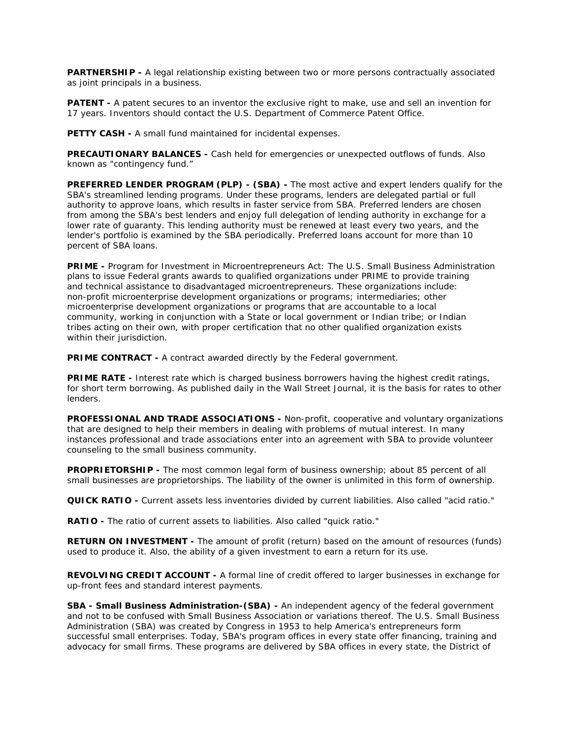**PARTNERSHIP -** A legal relationship existing between two or more persons contractually associated as joint principals in a business.

**PATENT -** A patent secures to an inventor the exclusive right to make, use and sell an invention for 17 years. Inventors should contact the U.S. Department of Commerce Patent Office.

**PETTY CASH -** A small fund maintained for incidental expenses.

**PRECAUTIONARY BALANCES -** Cash held for emergencies or unexpected outflows of funds. Also known as "contingency fund."

**PREFERRED LENDER PROGRAM (PLP) - (SBA) -** The most active and expert lenders qualify for the SBA's streamlined lending programs. Under these programs, lenders are delegated partial or full authority to approve loans, which results in faster service from SBA. Preferred lenders are chosen from among the SBA's best lenders and enjoy full delegation of lending authority in exchange for a lower rate of guaranty. This lending authority must be renewed at least every two years, and the lender's portfolio is examined by the SBA periodically. Preferred loans account for more than 10 percent of SBA loans.

**PRIME -** Program for Investment in Microentrepreneurs Act: The U.S. Small Business Administration plans to issue Federal grants awards to qualified organizations under PRIME to provide training and technical assistance to disadvantaged microentrepreneurs. These organizations include: non-profit microenterprise development organizations or programs; intermediaries; other microenterprise development organizations or programs that are accountable to a local community, working in conjunction with a State or local government or Indian tribe; or Indian tribes acting on their own, with proper certification that no other qualified organization exists within their jurisdiction.

**PRIME CONTRACT -** A contract awarded directly by the Federal government.

**PRIME RATE -** Interest rate which is charged business borrowers having the highest credit ratings, for short term borrowing. As published daily in the Wall Street Journal, it is the basis for rates to other lenders.

**PROFESSIONAL AND TRADE ASSOCIATIONS -** Non-profit, cooperative and voluntary organizations that are designed to help their members in dealing with problems of mutual interest. In many instances professional and trade associations enter into an agreement with SBA to provide volunteer counseling to the small business community.

**PROPRIETORSHIP -** The most common legal form of business ownership; about 85 percent of all small businesses are proprietorships. The liability of the owner is unlimited in this form of ownership.

**QUICK RATIO -** Current assets less inventories divided by current liabilities. Also called "acid ratio."

**RATIO -** The ratio of current assets to liabilities. Also called "quick ratio."

**RETURN ON INVESTMENT -** The amount of profit (return) based on the amount of resources (funds) used to produce it. Also, the ability of a given investment to earn a return for its use.

**REVOLVING CREDIT ACCOUNT -** A formal line of credit offered to larger businesses in exchange for up-front fees and standard interest payments.

**SBA - Small Business Administration-(SBA) -** An independent agency of the federal government and not to be confused with Small Business Association or variations thereof. The U.S. Small Business Administration (SBA) was created by Congress in 1953 to help America's entrepreneurs form successful small enterprises. Today, SBA's program offices in every state offer financing, training and advocacy for small firms. These programs are delivered by SBA offices in every state, the District of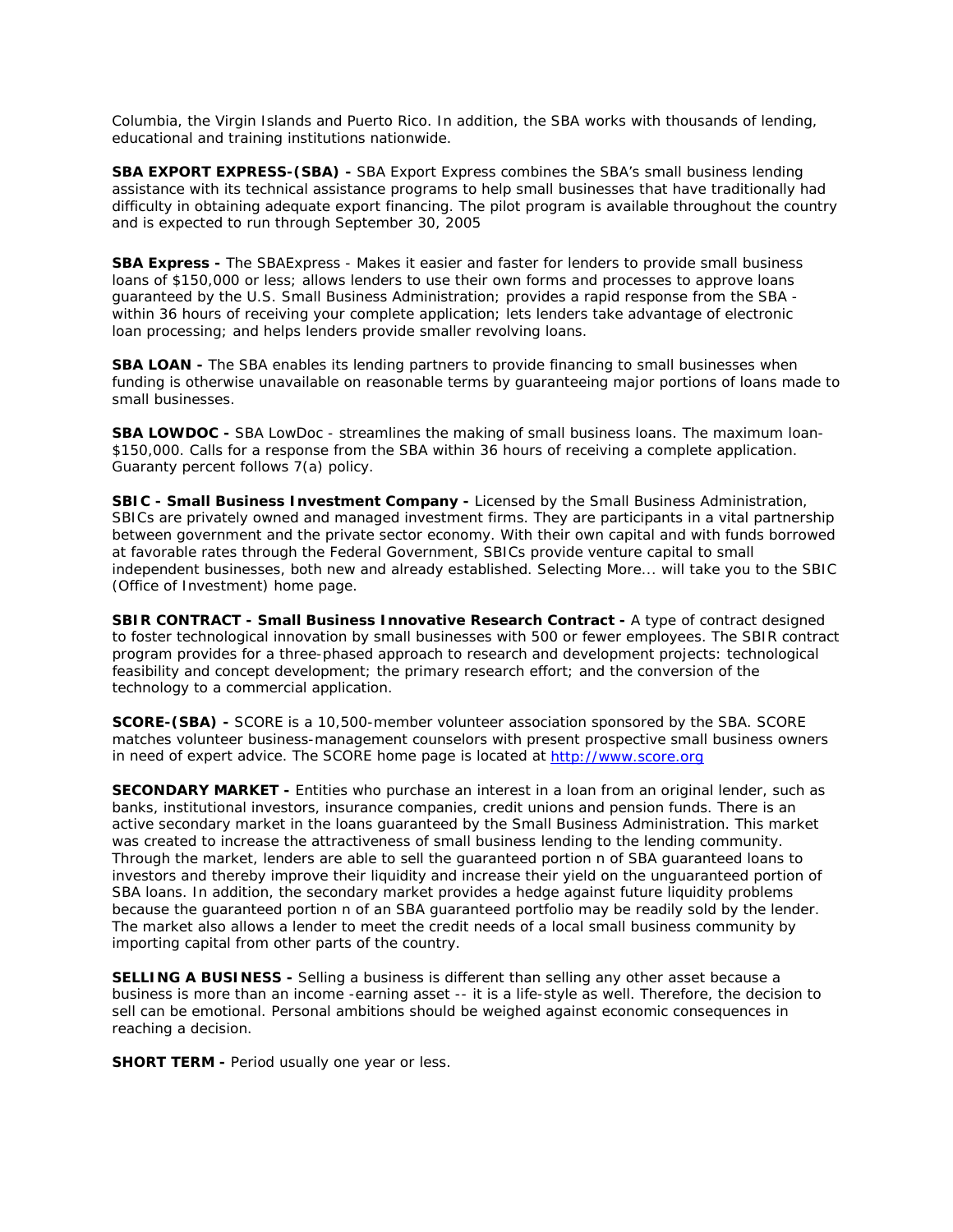Columbia, the Virgin Islands and Puerto Rico. In addition, the SBA works with thousands of lending, educational and training institutions nationwide.

**SBA EXPORT EXPRESS-(SBA) -** SBA Export Express combines the SBA's small business lending assistance with its technical assistance programs to help small businesses that have traditionally had difficulty in obtaining adequate export financing. The pilot program is available throughout the country and is expected to run through September 30, 2005

**SBA Express -** The SBAExpress - Makes it easier and faster for lenders to provide small business loans of $150,000 or less; allows lenders to use their own forms and processes to approve loans guaranteed by the U.S. Small Business Administration; provides a rapid response from the SBA - within 36 hours of receiving your complete application; lets lenders take advantage of electronic loan processing; and helps lenders provide smaller revolving loans.

**SBA LOAN -** The SBA enables its lending partners to provide financing to small businesses when funding is otherwise unavailable on reasonable terms by guaranteeing major portions of loans made to small businesses.

**SBA LOWDOC -** SBA LowDoc - streamlines the making of small business loans. The maximum loan- $150,000. Calls for a response from the SBA within 36 hours of receiving a complete application. Guaranty percent follows 7(a) policy.

**SBIC - Small Business Investment Company -** Licensed by the Small Business Administration, SBICs are privately owned and managed investment firms. They are participants in a vital partnership between government and the private sector economy. With their own capital and with funds borrowed at favorable rates through the Federal Government, SBICs provide venture capital to small independent businesses, both new and already established. Selecting More... will take you to the SBIC (Office of Investment) home page.

**SBIR CONTRACT - Small Business Innovative Research Contract -** A type of contract designed to foster technological innovation by small businesses with 500 or fewer employees. The SBIR contract program provides for a three-phased approach to research and development projects: technological feasibility and concept development; the primary research effort; and the conversion of the technology to a commercial application.

**SCORE-(SBA) -** SCORE is a 10,500-member volunteer association sponsored by the SBA. SCORE matches volunteer business-management counselors with present prospective small business owners in need of expert advice. The SCORE home page is located at [http://www.score.org](http://www.score.org)

**SECONDARY MARKET -** Entities who purchase an interest in a loan from an original lender, such as banks, institutional investors, insurance companies, credit unions and pension funds. There is an active secondary market in the loans guaranteed by the Small Business Administration. This market was created to increase the attractiveness of small business lending to the lending community. Through the market, lenders are able to sell the guaranteed portion n of SBA guaranteed loans to investors and thereby improve their liquidity and increase their yield on the unguaranteed portion of SBA loans. In addition, the secondary market provides a hedge against future liquidity problems because the guaranteed portion n of an SBA guaranteed portfolio may be readily sold by the lender. The market also allows a lender to meet the credit needs of a local small business community by importing capital from other parts of the country.

**SELLING A BUSINESS -** Selling a business is different than selling any other asset because a business is more than an income -earning asset -- it is a life-style as well. Therefore, the decision to sell can be emotional. Personal ambitions should be weighed against economic consequences in reaching a decision.

**SHORT TERM -** Period usually one year or less.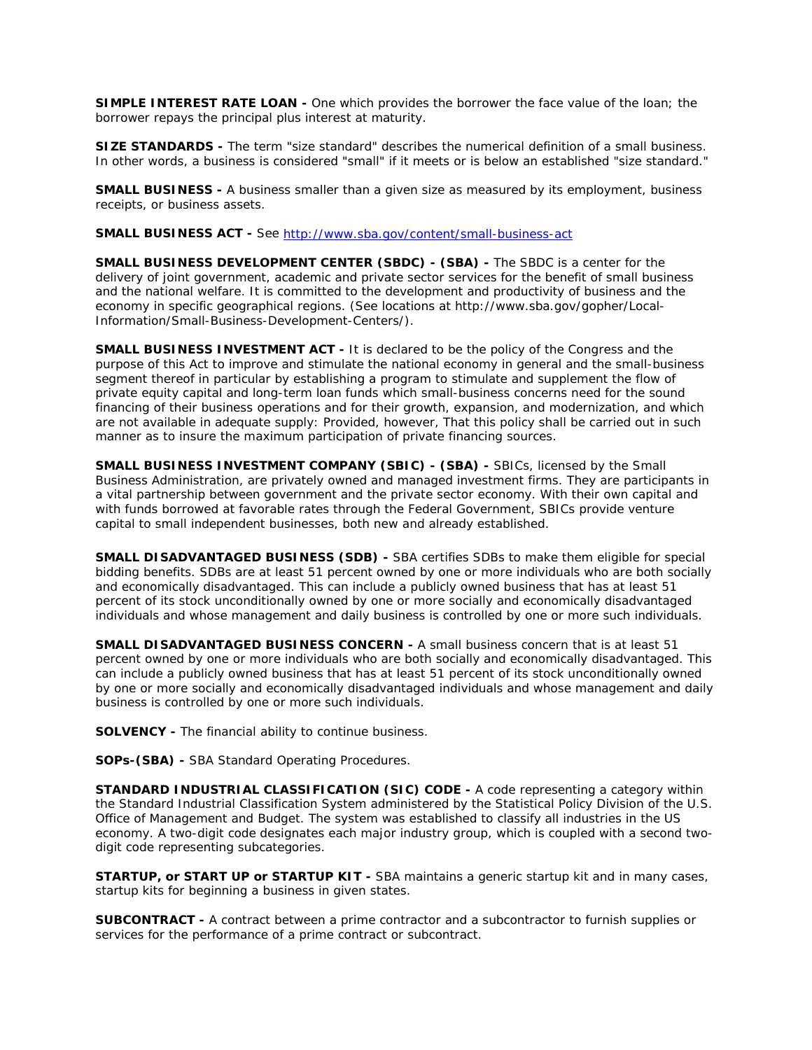**SIMPLE INTEREST RATE LOAN -** One which provides the borrower the face value of the loan; the borrower repays the principal plus interest at maturity.

**SIZE STANDARDS -** The term "size standard" describes the numerical definition of a small business. In other words, a business is considered "small" if it meets or is below an established "size standard."

**SMALL BUSINESS -** A business smaller than a given size as measured by its employment, business receipts, or business assets.

**SMALL BUSINESS ACT -** See [http://www.sba.gov/content/small-business-act](http://www.sba.gov/content/small-business-act)

**SMALL BUSINESS DEVELOPMENT CENTER (SBDC) - (SBA) -** The SBDC is a center for the delivery of joint government, academic and private sector services for the benefit of small business and the national welfare. It is committed to the development and productivity of business and the economy in specific geographical regions. (See locations at http://www.sba.gov/gopher/Local-Information/Small-Business-Development-Centers/).

**SMALL BUSINESS INVESTMENT ACT -** It is declared to be the policy of the Congress and the purpose of this Act to improve and stimulate the national economy in general and the small-business segment thereof in particular by establishing a program to stimulate and supplement the flow of private equity capital and long-term loan funds which small-business concerns need for the sound financing of their business operations and for their growth, expansion, and modernization, and which are not available in adequate supply: Provided, however, That this policy shall be carried out in such manner as to insure the maximum participation of private financing sources.

**SMALL BUSINESS INVESTMENT COMPANY (SBIC) - (SBA) -** SBICs, licensed by the Small Business Administration, are privately owned and managed investment firms. They are participants in a vital partnership between government and the private sector economy. With their own capital and with funds borrowed at favorable rates through the Federal Government, SBICs provide venture capital to small independent businesses, both new and already established.

**SMALL DISADVANTAGED BUSINESS (SDB) -** SBA certifies SDBs to make them eligible for special bidding benefits. SDBs are at least 51 percent owned by one or more individuals who are both socially and economically disadvantaged. This can include a publicly owned business that has at least 51 percent of its stock unconditionally owned by one or more socially and economically disadvantaged individuals and whose management and daily business is controlled by one or more such individuals.

**SMALL DISADVANTAGED BUSINESS CONCERN -** A small business concern that is at least 51 percent owned by one or more individuals who are both socially and economically disadvantaged. This can include a publicly owned business that has at least 51 percent of its stock unconditionally owned by one or more socially and economically disadvantaged individuals and whose management and daily business is controlled by one or more such individuals.

**SOLVENCY -** The financial ability to continue business.

**SOPs-(SBA) -** SBA Standard Operating Procedures.

**STANDARD INDUSTRIAL CLASSIFICATION (SIC) CODE -** A code representing a category within the Standard Industrial Classification System administered by the Statistical Policy Division of the U.S. Office of Management and Budget. The system was established to classify all industries in the US economy. A two-digit code designates each major industry group, which is coupled with a second two-digit code representing subcategories.

**STARTUP, or START UP or STARTUP KIT -** SBA maintains a generic startup kit and in many cases, startup kits for beginning a business in given states.

**SUBCONTRACT -** A contract between a prime contractor and a subcontractor to furnish supplies or services for the performance of a prime contract or subcontract.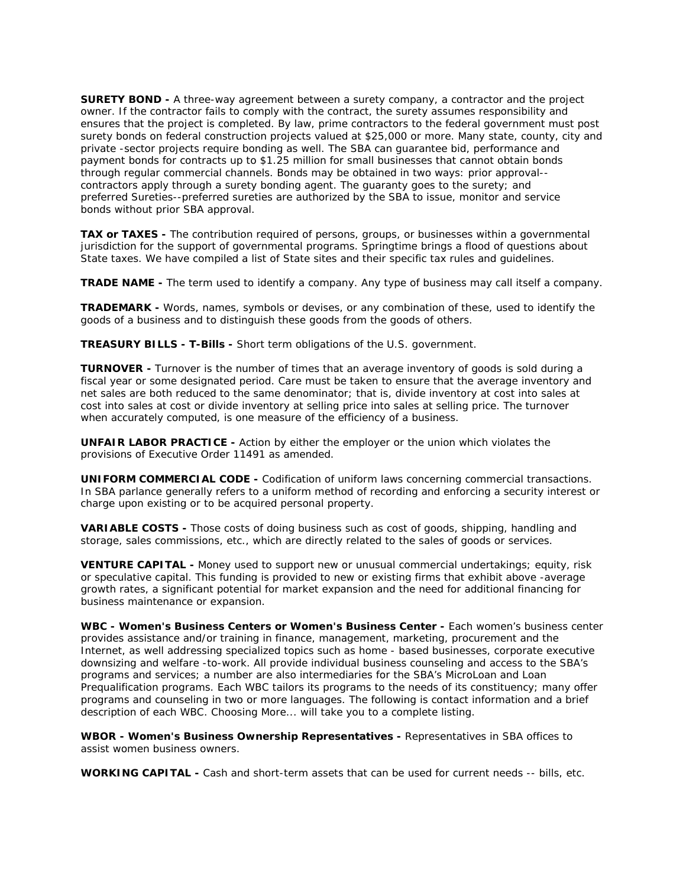**SURETY BOND -** A three-way agreement between a surety company, a contractor and the project owner. If the contractor fails to comply with the contract, the surety assumes responsibility and ensures that the project is completed. By law, prime contractors to the federal government must post surety bonds on federal construction projects valued at $25,000 or more. Many state, county, city and private -sector projects require bonding as well. The SBA can guarantee bid, performance and payment bonds for contracts up to $1.25 million for small businesses that cannot obtain bonds through regular commercial channels. Bonds may be obtained in two ways: prior approval--contractors apply through a surety bonding agent. The guaranty goes to the surety; and preferred Sureties--preferred sureties are authorized by the SBA to issue, monitor and service bonds without prior SBA approval.

**TAX or TAXES -** The contribution required of persons, groups, or businesses within a governmental jurisdiction for the support of governmental programs. Springtime brings a flood of questions about State taxes. We have compiled a list of State sites and their specific tax rules and guidelines.

**TRADE NAME -** The term used to identify a company. Any type of business may call itself a company.

**TRADEMARK -** Words, names, symbols or devises, or any combination of these, used to identify the goods of a business and to distinguish these goods from the goods of others.

**TREASURY BILLS - T-Bills -** Short term obligations of the U.S. government.

**TURNOVER -** Turnover is the number of times that an average inventory of goods is sold during a fiscal year or some designated period. Care must be taken to ensure that the average inventory and net sales are both reduced to the same denominator; that is, divide inventory at cost into sales at cost into sales at cost or divide inventory at selling price into sales at selling price. The turnover when accurately computed, is one measure of the efficiency of a business.

**UNFAIR LABOR PRACTICE -** Action by either the employer or the union which violates the provisions of Executive Order 11491 as amended.

**UNIFORM COMMERCIAL CODE -** Codification of uniform laws concerning commercial transactions. In SBA parlance generally refers to a uniform method of recording and enforcing a security interest or charge upon existing or to be acquired personal property.

**VARIABLE COSTS -** Those costs of doing business such as cost of goods, shipping, handling and storage, sales commissions, etc., which are directly related to the sales of goods or services.

**VENTURE CAPITAL -** Money used to support new or unusual commercial undertakings; equity, risk or speculative capital. This funding is provided to new or existing firms that exhibit above -average growth rates, a significant potential for market expansion and the need for additional financing for business maintenance or expansion.

**WBC - Women's Business Centers or Women's Business Center -** Each women's business center provides assistance and/or training in finance, management, marketing, procurement and the Internet, as well addressing specialized topics such as home - based businesses, corporate executive downsizing and welfare -to-work. All provide individual business counseling and access to the SBA's programs and services; a number are also intermediaries for the SBA's MicroLoan and Loan Prequalification programs. Each WBC tailors its programs to the needs of its constituency; many offer programs and counseling in two or more languages. The following is contact information and a brief description of each WBC. Choosing More... will take you to a complete listing.

**WBOR - Women's Business Ownership Representatives -** Representatives in SBA offices to assist women business owners.

**WORKING CAPITAL -** Cash and short-term assets that can be used for current needs -- bills, etc.